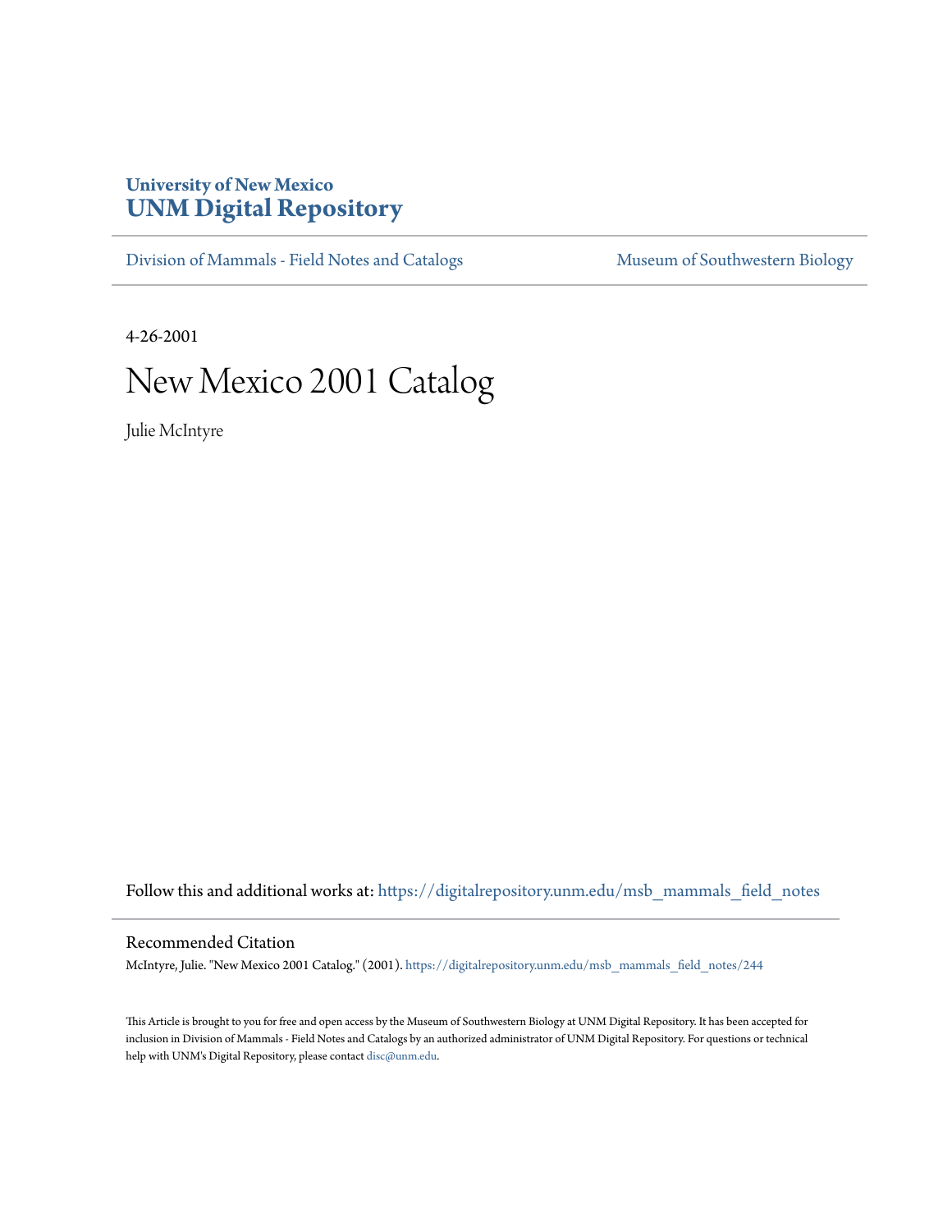University of New Mexico
# UNM Digital Repository

Division of Mammals - Field Notes and Catalogs | Museum of Southwestern Biology

4-26-2001

# New Mexico 2001 Catalog

Julie McIntyre

Follow this and additional works at: https://digitalrepository.unm.edu/msb_mammals_field_notes

## Recommended Citation

McIntyre, Julie. "New Mexico 2001 Catalog." (2001). https://digitalrepository.unm.edu/msb_mammals_field_notes/244

This Article is brought to you for free and open access by the Museum of Southwestern Biology at UNM Digital Repository. It has been accepted for inclusion in Division of Mammals - Field Notes and Catalogs by an authorized administrator of UNM Digital Repository. For questions or technical help with UNM's Digital Repository, please contact disc@unm.edu.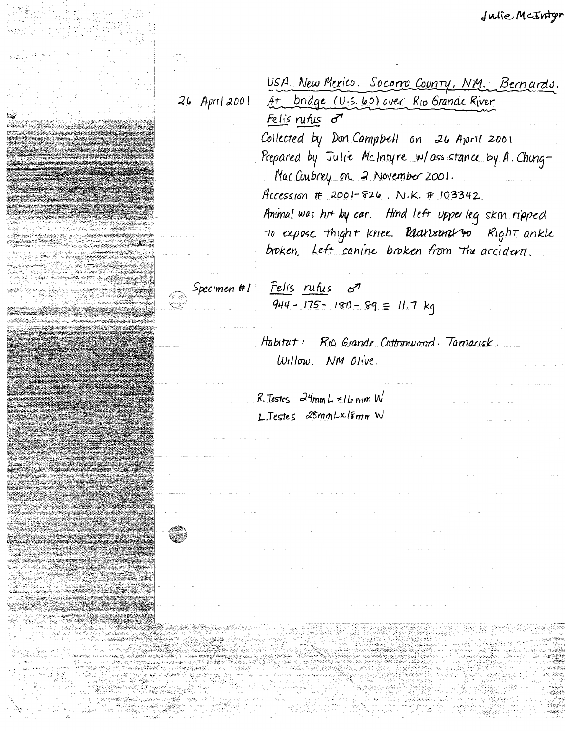Julie McIntyre

USA. New Mexico. Socorro County, NM. Bernardo.

26 April 2001 At bridge (U.S. 60) over Rio Grande River

*Felis rufus* ♂

Collected by Don Campbell on 26 April 2001

Prepared by Julie McIntyre w/ assistance by A. Chung-MacCoubrey on 2 November 2001.

Accession # 2001-826. N.K. # 103342.

Animal was hit by car. Hind left upper leg skin ripped to expose thigh + knee. ~~Paarsard to~~ Right ankle broken. Left canine broken from the accident.

Specimen #1 *Felis rufus* ♂

944 - 175 - 180 - 89 ≡ 11.7 kg

Habitat: Rio Grande Cottonwood. Tamarisk. Willow. NM Olive.

R. Testes 24mm L × 16 mm W

L. Testes 28mm L × 18mm W